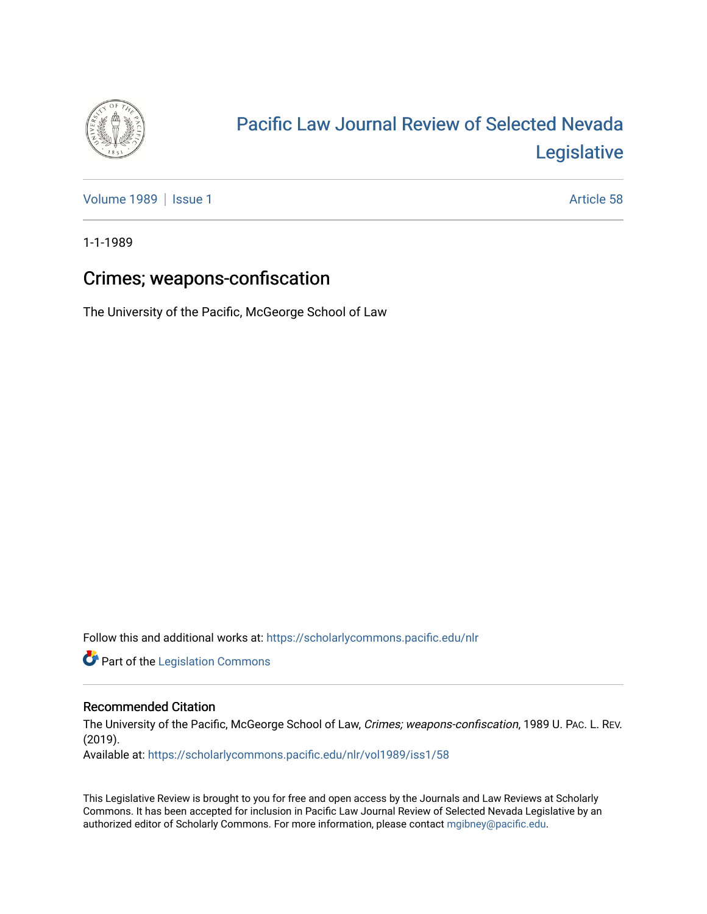# Pacific Law Journal Review of Selected Nevada Legislative

Volume 1989 | Issue 1 Article 58

1-1-1989

## Crimes; weapons-confiscation

The University of the Pacific, McGeorge School of Law

Follow this and additional works at: https://scholarlycommons.pacific.edu/nlr

Part of the Legislation Commons

### Recommended Citation

The University of the Pacific, McGeorge School of Law, *Crimes; weapons-confiscation*, 1989 U. PAC. L. REV. (2019).

Available at: https://scholarlycommons.pacific.edu/nlr/vol1989/iss1/58

This Legislative Review is brought to you for free and open access by the Journals and Law Reviews at Scholarly Commons. It has been accepted for inclusion in Pacific Law Journal Review of Selected Nevada Legislative by an authorized editor of Scholarly Commons. For more information, please contact mgibney@pacific.edu.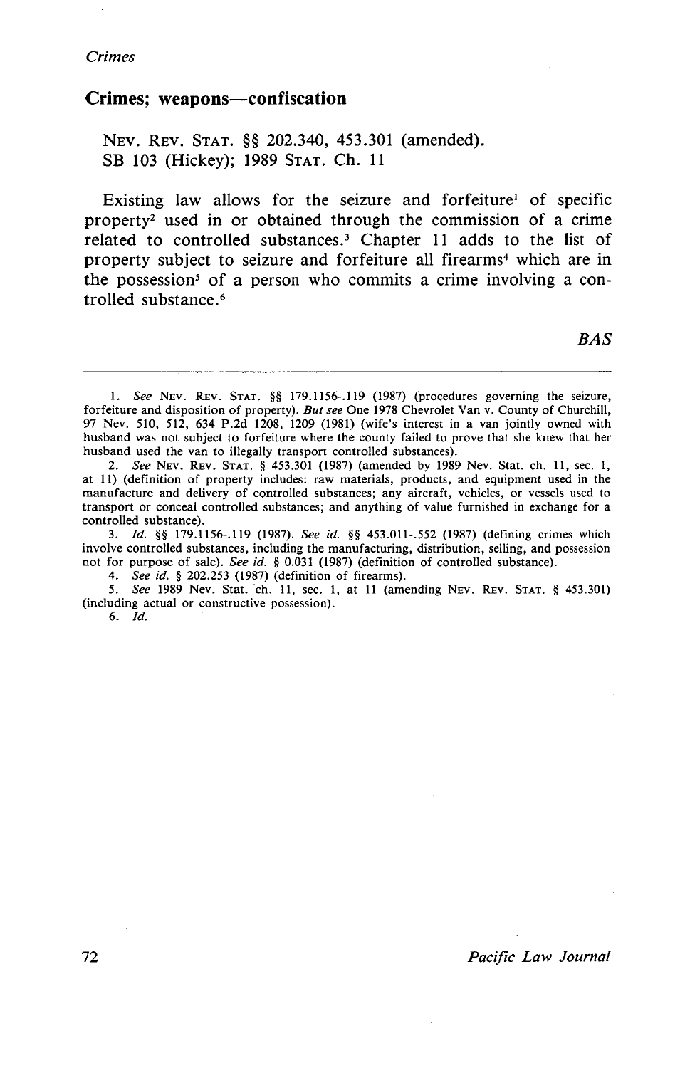## Crimes; weapons—confiscation

NEV. REV. STAT. §§ 202.340, 453.301 (amended).
SB 103 (Hickey); 1989 STAT. Ch. 11

Existing law allows for the seizure and forfeiture[1] of specific property[2] used in or obtained through the commission of a crime related to controlled substances.[3] Chapter 11 adds to the list of property subject to seizure and forfeiture all firearms[4] which are in the possession[5] of a person who commits a crime involving a controlled substance.[6]

*BAS*

---

1. *See* NEV. REV. STAT. §§ 179.1156-.119 (1987) (procedures governing the seizure, forfeiture and disposition of property). *But see* One 1978 Chevrolet Van v. County of Churchill, 97 Nev. 510, 512, 634 P.2d 1208, 1209 (1981) (wife's interest in a van jointly owned with husband was not subject to forfeiture where the county failed to prove that she knew that her husband used the van to illegally transport controlled substances).

2. *See* NEV. REV. STAT. § 453.301 (1987) (amended by 1989 Nev. Stat. ch. 11, sec. 1, at 11) (definition of property includes: raw materials, products, and equipment used in the manufacture and delivery of controlled substances; any aircraft, vehicles, or vessels used to transport or conceal controlled substances; and anything of value furnished in exchange for a controlled substance).

3. *Id.* §§ 179.1156-.119 (1987). *See id.* §§ 453.011-.552 (1987) (defining crimes which involve controlled substances, including the manufacturing, distribution, selling, and possession not for purpose of sale). *See id.* § 0.031 (1987) (definition of controlled substance).

4. *See id.* § 202.253 (1987) (definition of firearms).

5. *See* 1989 Nev. Stat. ch. 11, sec. 1, at 11 (amending NEV. REV. STAT. § 453.301) (including actual or constructive possession).

6. *Id.*